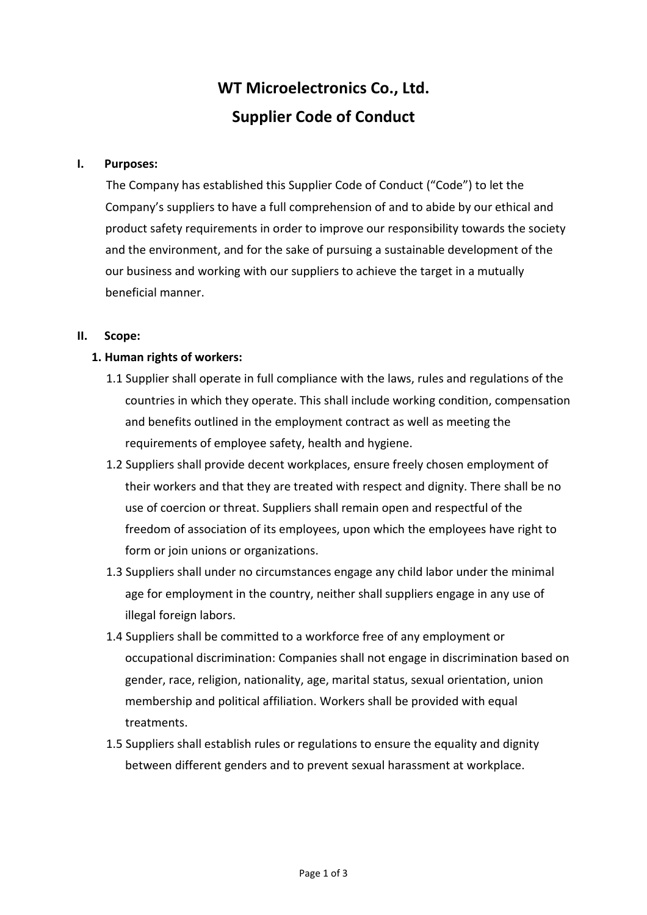# WT Microelectronics Co., Ltd.

# Supplier Code of Conduct

## I. Purposes:

The Company has established this Supplier Code of Conduct ("Code") to let the Company's suppliers to have a full comprehension of and to abide by our ethical and product safety requirements in order to improve our responsibility towards the society and the environment, and for the sake of pursuing a sustainable development of the our business and working with our suppliers to achieve the target in a mutually beneficial manner.

## II. Scope:

### 1. Human rights of workers:

1.1 Supplier shall operate in full compliance with the laws, rules and regulations of the countries in which they operate. This shall include working condition, compensation and benefits outlined in the employment contract as well as meeting the requirements of employee safety, health and hygiene.

1.2 Suppliers shall provide decent workplaces, ensure freely chosen employment of their workers and that they are treated with respect and dignity. There shall be no use of coercion or threat. Suppliers shall remain open and respectful of the freedom of association of its employees, upon which the employees have right to form or join unions or organizations.

1.3 Suppliers shall under no circumstances engage any child labor under the minimal age for employment in the country, neither shall suppliers engage in any use of illegal foreign labors.

1.4 Suppliers shall be committed to a workforce free of any employment or occupational discrimination: Companies shall not engage in discrimination based on gender, race, religion, nationality, age, marital status, sexual orientation, union membership and political affiliation. Workers shall be provided with equal treatments.

1.5 Suppliers shall establish rules or regulations to ensure the equality and dignity between different genders and to prevent sexual harassment at workplace.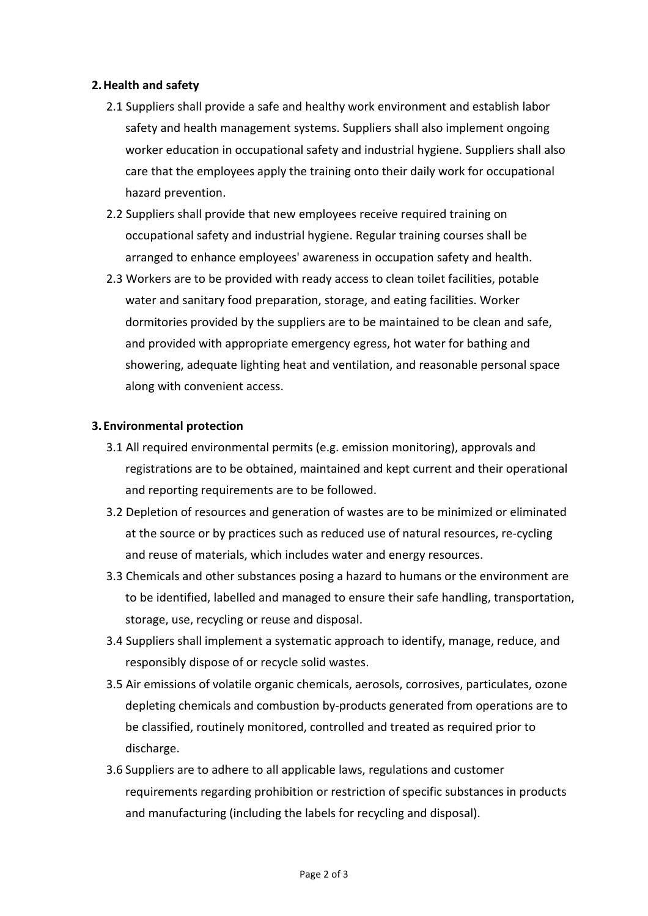## 2. Health and safety

2.1 Suppliers shall provide a safe and healthy work environment and establish labor safety and health management systems. Suppliers shall also implement ongoing worker education in occupational safety and industrial hygiene. Suppliers shall also care that the employees apply the training onto their daily work for occupational hazard prevention.

2.2 Suppliers shall provide that new employees receive required training on occupational safety and industrial hygiene. Regular training courses shall be arranged to enhance employees' awareness in occupation safety and health.

2.3 Workers are to be provided with ready access to clean toilet facilities, potable water and sanitary food preparation, storage, and eating facilities. Worker dormitories provided by the suppliers are to be maintained to be clean and safe, and provided with appropriate emergency egress, hot water for bathing and showering, adequate lighting heat and ventilation, and reasonable personal space along with convenient access.

## 3. Environmental protection

3.1 All required environmental permits (e.g. emission monitoring), approvals and registrations are to be obtained, maintained and kept current and their operational and reporting requirements are to be followed.

3.2 Depletion of resources and generation of wastes are to be minimized or eliminated at the source or by practices such as reduced use of natural resources, re-cycling and reuse of materials, which includes water and energy resources.

3.3 Chemicals and other substances posing a hazard to humans or the environment are to be identified, labelled and managed to ensure their safe handling, transportation, storage, use, recycling or reuse and disposal.

3.4 Suppliers shall implement a systematic approach to identify, manage, reduce, and responsibly dispose of or recycle solid wastes.

3.5 Air emissions of volatile organic chemicals, aerosols, corrosives, particulates, ozone depleting chemicals and combustion by-products generated from operations are to be classified, routinely monitored, controlled and treated as required prior to discharge.

3.6 Suppliers are to adhere to all applicable laws, regulations and customer requirements regarding prohibition or restriction of specific substances in products and manufacturing (including the labels for recycling and disposal).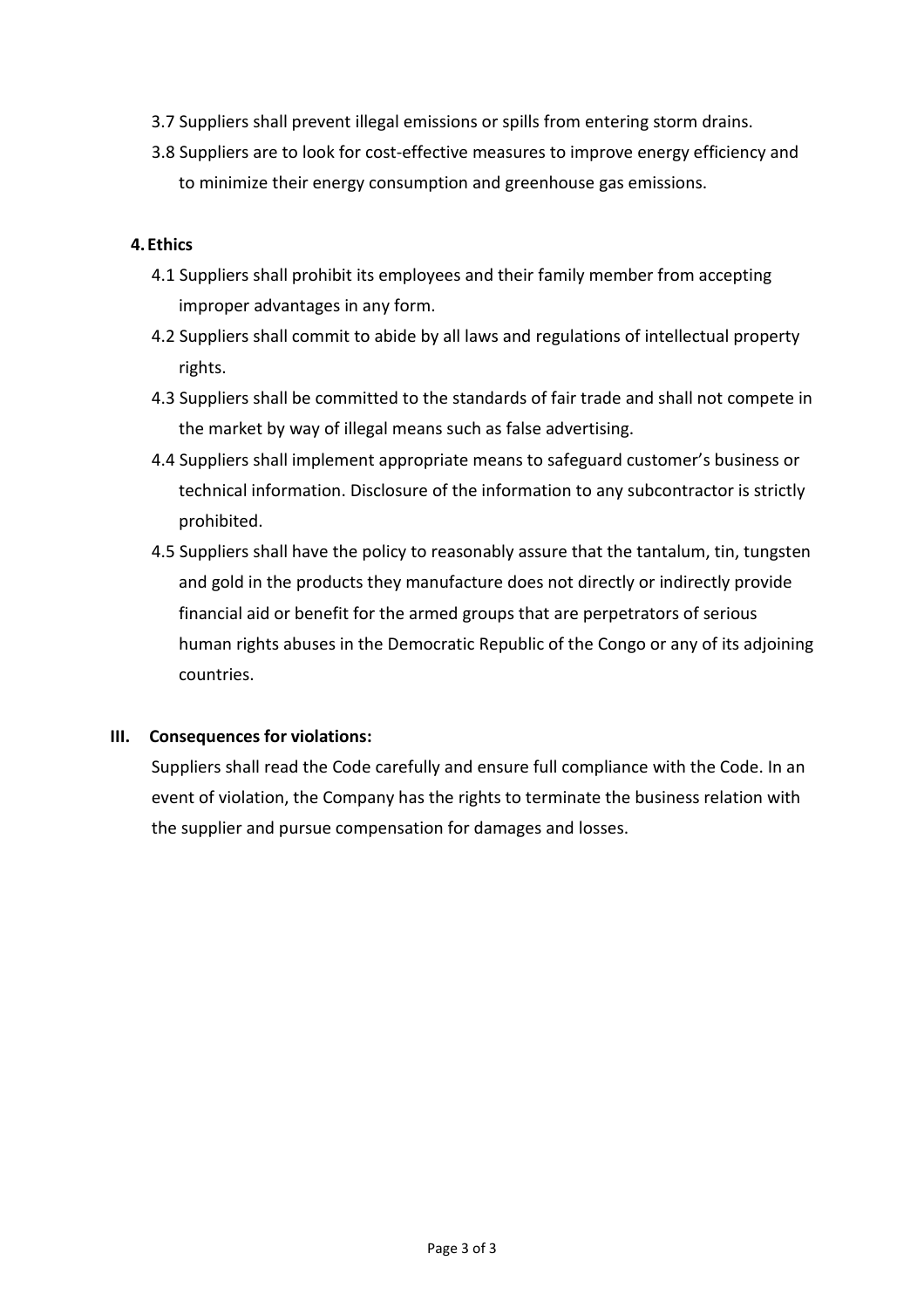3.7 Suppliers shall prevent illegal emissions or spills from entering storm drains.

3.8 Suppliers are to look for cost-effective measures to improve energy efficiency and to minimize their energy consumption and greenhouse gas emissions.

**4. Ethics**

4.1 Suppliers shall prohibit its employees and their family member from accepting improper advantages in any form.

4.2 Suppliers shall commit to abide by all laws and regulations of intellectual property rights.

4.3 Suppliers shall be committed to the standards of fair trade and shall not compete in the market by way of illegal means such as false advertising.

4.4 Suppliers shall implement appropriate means to safeguard customer's business or technical information. Disclosure of the information to any subcontractor is strictly prohibited.

4.5 Suppliers shall have the policy to reasonably assure that the tantalum, tin, tungsten and gold in the products they manufacture does not directly or indirectly provide financial aid or benefit for the armed groups that are perpetrators of serious human rights abuses in the Democratic Republic of the Congo or any of its adjoining countries.

## III. Consequences for violations:

Suppliers shall read the Code carefully and ensure full compliance with the Code. In an event of violation, the Company has the rights to terminate the business relation with the supplier and pursue compensation for damages and losses.